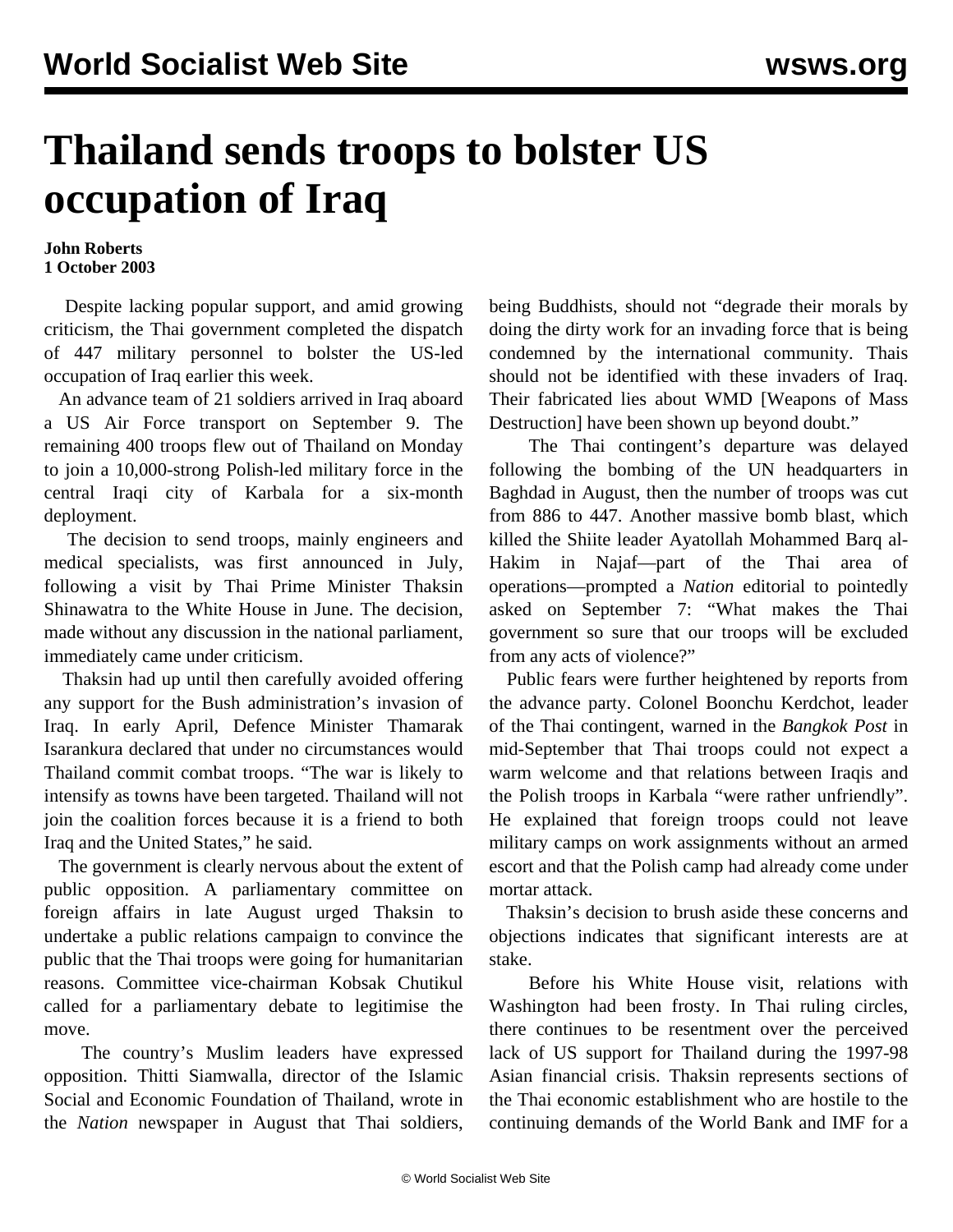# Thailand sends troops to bolster US occupation of Iraq

**John Roberts**
**1 October 2003**

Despite lacking popular support, and amid growing criticism, the Thai government completed the dispatch of 447 military personnel to bolster the US-led occupation of Iraq earlier this week.

An advance team of 21 soldiers arrived in Iraq aboard a US Air Force transport on September 9. The remaining 400 troops flew out of Thailand on Monday to join a 10,000-strong Polish-led military force in the central Iraqi city of Karbala for a six-month deployment.

The decision to send troops, mainly engineers and medical specialists, was first announced in July, following a visit by Thai Prime Minister Thaksin Shinawatra to the White House in June. The decision, made without any discussion in the national parliament, immediately came under criticism.

Thaksin had up until then carefully avoided offering any support for the Bush administration's invasion of Iraq. In early April, Defence Minister Thamarak Isarankura declared that under no circumstances would Thailand commit combat troops. "The war is likely to intensify as towns have been targeted. Thailand will not join the coalition forces because it is a friend to both Iraq and the United States," he said.

The government is clearly nervous about the extent of public opposition. A parliamentary committee on foreign affairs in late August urged Thaksin to undertake a public relations campaign to convince the public that the Thai troops were going for humanitarian reasons. Committee vice-chairman Kobsak Chutikul called for a parliamentary debate to legitimise the move.

The country's Muslim leaders have expressed opposition. Thitti Siamwalla, director of the Islamic Social and Economic Foundation of Thailand, wrote in the *Nation* newspaper in August that Thai soldiers, being Buddhists, should not "degrade their morals by doing the dirty work for an invading force that is being condemned by the international community. Thais should not be identified with these invaders of Iraq. Their fabricated lies about WMD [Weapons of Mass Destruction] have been shown up beyond doubt."

The Thai contingent's departure was delayed following the bombing of the UN headquarters in Baghdad in August, then the number of troops was cut from 886 to 447. Another massive bomb blast, which killed the Shiite leader Ayatollah Mohammed Barq al-Hakim in Najaf—part of the Thai area of operations—prompted a *Nation* editorial to pointedly asked on September 7: "What makes the Thai government so sure that our troops will be excluded from any acts of violence?"

Public fears were further heightened by reports from the advance party. Colonel Boonchu Kerdchot, leader of the Thai contingent, warned in the *Bangkok Post* in mid-September that Thai troops could not expect a warm welcome and that relations between Iraqis and the Polish troops in Karbala "were rather unfriendly". He explained that foreign troops could not leave military camps on work assignments without an armed escort and that the Polish camp had already come under mortar attack.

Thaksin's decision to brush aside these concerns and objections indicates that significant interests are at stake.

Before his White House visit, relations with Washington had been frosty. In Thai ruling circles, there continues to be resentment over the perceived lack of US support for Thailand during the 1997-98 Asian financial crisis. Thaksin represents sections of the Thai economic establishment who are hostile to the continuing demands of the World Bank and IMF for a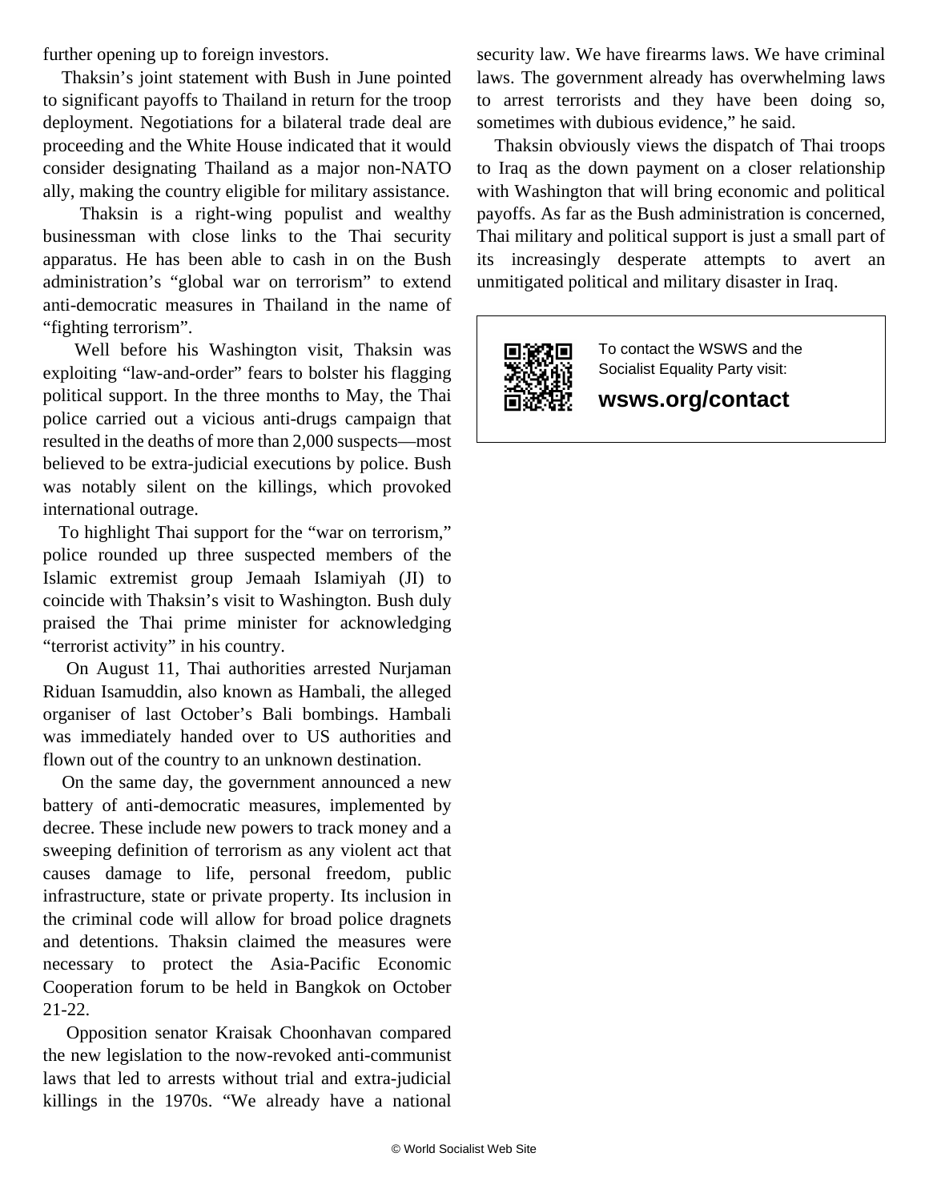further opening up to foreign investors.

Thaksin's joint statement with Bush in June pointed to significant payoffs to Thailand in return for the troop deployment. Negotiations for a bilateral trade deal are proceeding and the White House indicated that it would consider designating Thailand as a major non-NATO ally, making the country eligible for military assistance.

Thaksin is a right-wing populist and wealthy businessman with close links to the Thai security apparatus. He has been able to cash in on the Bush administration's "global war on terrorism" to extend anti-democratic measures in Thailand in the name of "fighting terrorism".

Well before his Washington visit, Thaksin was exploiting "law-and-order" fears to bolster his flagging political support. In the three months to May, the Thai police carried out a vicious anti-drugs campaign that resulted in the deaths of more than 2,000 suspects—most believed to be extra-judicial executions by police. Bush was notably silent on the killings, which provoked international outrage.

To highlight Thai support for the "war on terrorism," police rounded up three suspected members of the Islamic extremist group Jemaah Islamiyah (JI) to coincide with Thaksin's visit to Washington. Bush duly praised the Thai prime minister for acknowledging "terrorist activity" in his country.

On August 11, Thai authorities arrested Nurjaman Riduan Isamuddin, also known as Hambali, the alleged organiser of last October's Bali bombings. Hambali was immediately handed over to US authorities and flown out of the country to an unknown destination.

On the same day, the government announced a new battery of anti-democratic measures, implemented by decree. These include new powers to track money and a sweeping definition of terrorism as any violent act that causes damage to life, personal freedom, public infrastructure, state or private property. Its inclusion in the criminal code will allow for broad police dragnets and detentions. Thaksin claimed the measures were necessary to protect the Asia-Pacific Economic Cooperation forum to be held in Bangkok on October 21-22.

Opposition senator Kraisak Choonhavan compared the new legislation to the now-revoked anti-communist laws that led to arrests without trial and extra-judicial killings in the 1970s. "We already have a national security law. We have firearms laws. We have criminal laws. The government already has overwhelming laws to arrest terrorists and they have been doing so, sometimes with dubious evidence," he said.

Thaksin obviously views the dispatch of Thai troops to Iraq as the down payment on a closer relationship with Washington that will bring economic and political payoffs. As far as the Bush administration is concerned, Thai military and political support is just a small part of its increasingly desperate attempts to avert an unmitigated political and military disaster in Iraq.

To contact the WSWS and the Socialist Equality Party visit:

**wsws.org/contact**